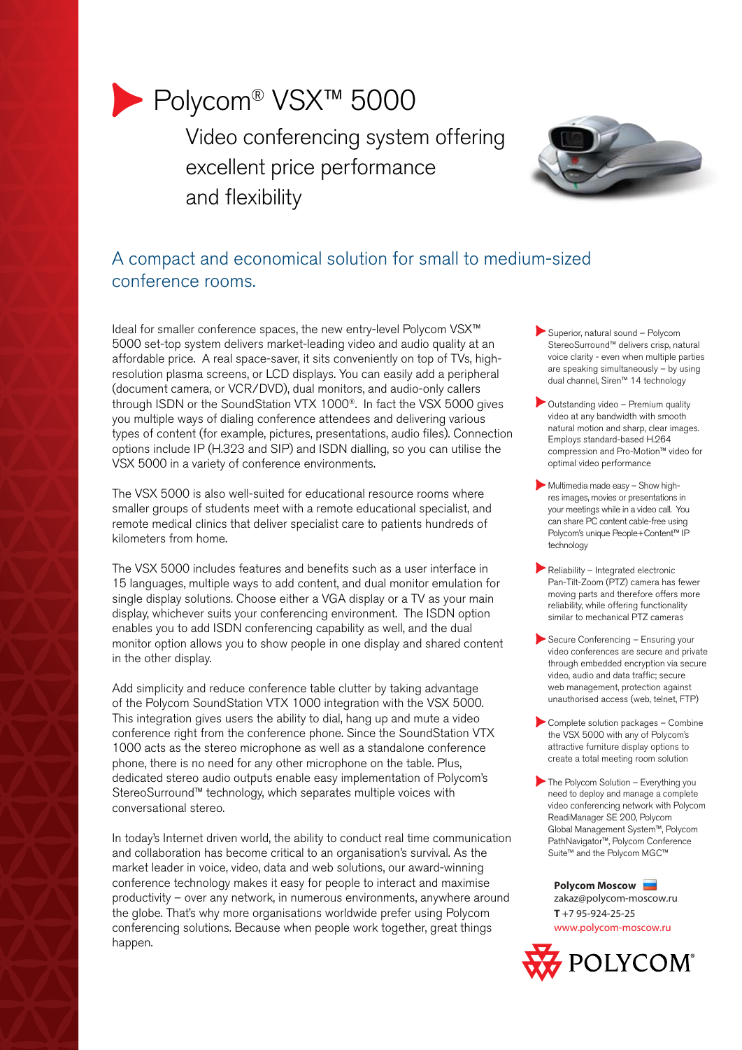# Polycom® VSX™ 5000

Video conferencing system offering excellent price performance and flexibility

## A compact and economical solution for small to medium-sized conference rooms.

Ideal for smaller conference spaces, the new entry-level Polycom VSX™ 5000 set-top system delivers market-leading video and audio quality at an affordable price. A real space-saver, it sits conveniently on top of TVs, high-resolution plasma screens, or LCD displays. You can easily add a peripheral (document camera, or VCR/DVD), dual monitors, and audio-only callers through ISDN or the SoundStation VTX 1000®. In fact the VSX 5000 gives you multiple ways of dialing conference attendees and delivering various types of content (for example, pictures, presentations, audio files). Connection options include IP (H.323 and SIP) and ISDN dialling, so you can utilise the VSX 5000 in a variety of conference environments.

The VSX 5000 is also well-suited for educational resource rooms where smaller groups of students meet with a remote educational specialist, and remote medical clinics that deliver specialist care to patients hundreds of kilometers from home.

The VSX 5000 includes features and benefits such as a user interface in 15 languages, multiple ways to add content, and dual monitor emulation for single display solutions. Choose either a VGA display or a TV as your main display, whichever suits your conferencing environment. The ISDN option enables you to add ISDN conferencing capability as well, and the dual monitor option allows you to show people in one display and shared content in the other display.

Add simplicity and reduce conference table clutter by taking advantage of the Polycom SoundStation VTX 1000 integration with the VSX 5000. This integration gives users the ability to dial, hang up and mute a video conference right from the conference phone. Since the SoundStation VTX 1000 acts as the stereo microphone as well as a standalone conference phone, there is no need for any other microphone on the table. Plus, dedicated stereo audio outputs enable easy implementation of Polycom's StereoSurround™ technology, which separates multiple voices with conversational stereo.

In today's Internet driven world, the ability to conduct real time communication and collaboration has become critical to an organisation's survival. As the market leader in voice, video, data and web solutions, our award-winning conference technology makes it easy for people to interact and maximise productivity – over any network, in numerous environments, anywhere around the globe. That's why more organisations worldwide prefer using Polycom conferencing solutions. Because when people work together, great things happen.

- Superior, natural sound – Polycom StereoSurround™ delivers crisp, natural voice clarity - even when multiple parties are speaking simultaneously – by using dual channel, Siren™ 14 technology
- Outstanding video – Premium quality video at any bandwidth with smooth natural motion and sharp, clear images. Employs standard-based H.264 compression and Pro-Motion™ video for optimal video performance
- Multimedia made easy – Show high-res images, movies or presentations in your meetings while in a video call. You can share PC content cable-free using Polycom's unique People+Content™ IP technology
- Reliability – Integrated electronic Pan-Tilt-Zoom (PTZ) camera has fewer moving parts and therefore offers more reliability, while offering functionality similar to mechanical PTZ cameras
- Secure Conferencing – Ensuring your video conferences are secure and private through embedded encryption via secure video, audio and data traffic; secure web management, protection against unauthorised access (web, telnet, FTP)
- Complete solution packages – Combine the VSX 5000 with any of Polycom's attractive furniture display options to create a total meeting room solution
- The Polycom Solution – Everything you need to deploy and manage a complete video conferencing network with Polycom ReadiManager SE 200, Polycom Global Management System™, Polycom PathNavigator™, Polycom Conference Suite™ and the Polycom MGC™

**Polycom Moscow**
zakaz@polycom-moscow.ru
**T** +7 95-924-25-25
www.polycom-moscow.ru

POLYCOM®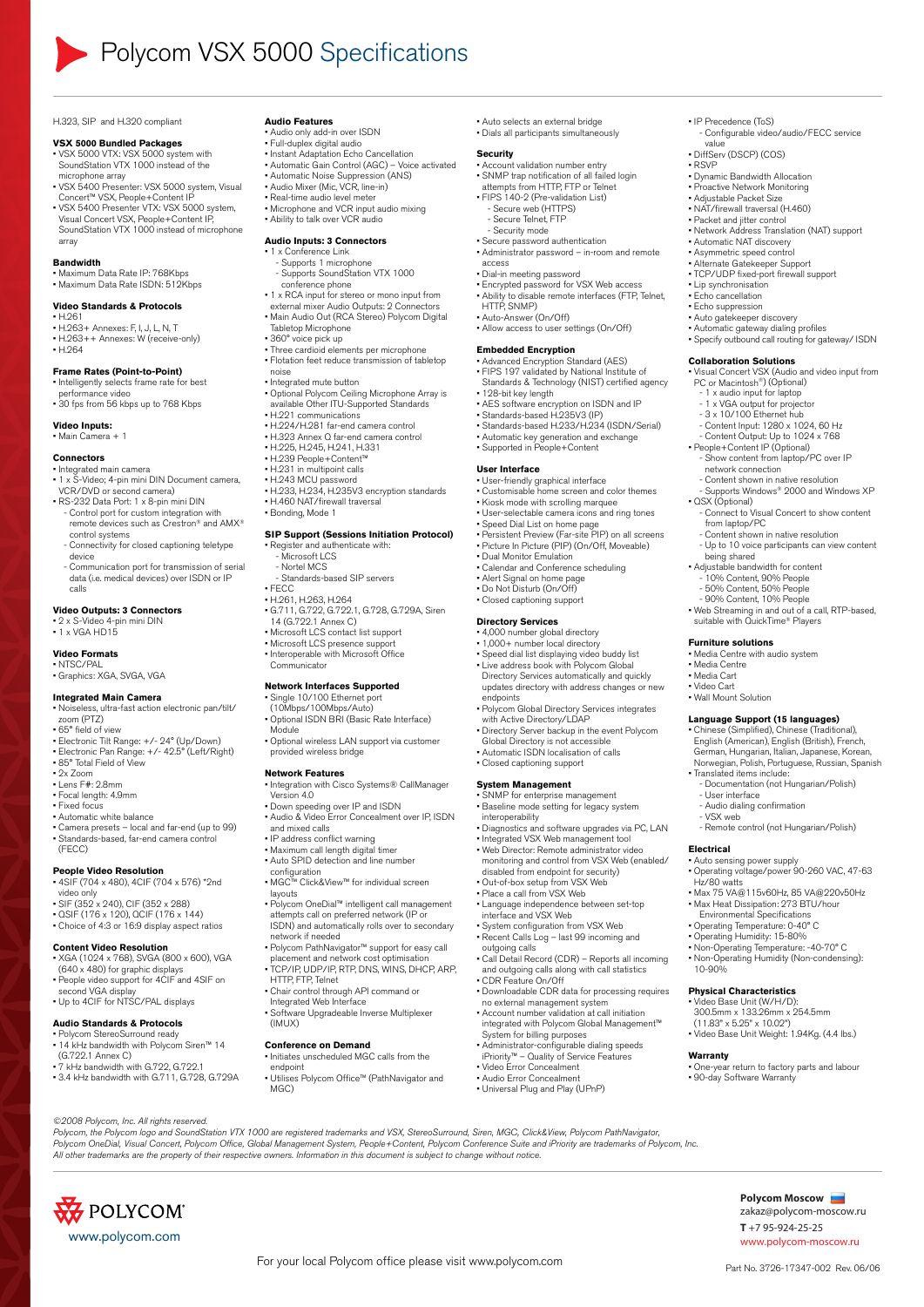# Polycom VSX 5000 Specifications

H.323, SIP and H.320 compliant

### VSX 5000 Bundled Packages
- VSX 5000 VTX: VSX 5000 system with SoundStation VTX 1000 instead of the microphone array
- VSX 5400 Presenter: VSX 5000 system, Visual Concert™ VSX, People+Content IP
- VSX 5400 Presenter VTX: VSX 5000 system, Visual Concert VSX, People+Content IP, SoundStation VTX 1000 instead of microphone array

### Bandwidth
- Maximum Data Rate IP: 768Kbps
- Maximum Data Rate ISDN: 512Kbps

### Video Standards & Protocols
- H.261
- H.263+ Annexes: F, I, J, L, N, T
- H.263++ Annexes: W (receive-only)
- H.264

### Frame Rates (Point-to-Point)
- Intelligently selects frame rate for best performance video
- 30 fps from 56 kbps up to 768 Kbps

### Video Inputs:
- Main Camera + 1

### Connectors
- Integrated main camera
- 1 x S-Video; 4-pin mini DIN Document camera, VCR/DVD or second camera)
- RS-232 Data Port: 1 x 8-pin mini DIN
  - Control port for custom integration with remote devices such as Crestron® and AMX® control systems
  - Connectivity for closed captioning teletype device
  - Communication port for transmission of serial data (i.e. medical devices) over ISDN or IP calls

### Video Outputs: 3 Connectors
- 2 x S-Video 4-pin mini DIN
- 1 x VGA HD15

### Video Formats
- NTSC/PAL
- Graphics: XGA, SVGA, VGA

### Integrated Main Camera
- Noiseless, ultra-fast action electronic pan/tilt/zoom (PTZ)
- 65° field of view
- Electronic Tilt Range: +/- 24° (Up/Down)
- Electronic Pan Range: +/- 42.5° (Left/Right)
- 85° Total Field of View
- 2x Zoom
- Lens F#: 2.8mm
- Focal length: 4.9mm
- Fixed focus
- Automatic white balance
- Camera presets – local and far-end (up to 99)
- Standards-based, far-end camera control (FECC)

### People Video Resolution
- 4SIF (704 x 480), 4CIF (704 x 576) *2nd video only
- SIF (352 x 240), CIF (352 x 288)
- QSIF (176 x 120), QCIF (176 x 144)
- Choice of 4:3 or 16:9 display aspect ratios

### Content Video Resolution
- XGA (1024 x 768), SVGA (800 x 600), VGA (640 x 480) for graphic displays
- People video support for 4CIF and 4SIF on second VGA display
- Up to 4CIF for NTSC/PAL displays

### Audio Standards & Protocols
- Polycom StereoSurround ready
- 14 kHz bandwidth with Polycom Siren™ 14 (G.722.1 Annex C)
- 7 kHz bandwidth with G.722, G.722.1
- 3.4 kHz bandwidth with G.711, G.728, G.729A

### Audio Features
- Audio only add-in over ISDN
- Full-duplex digital audio
- Instant Adaptation Echo Cancellation
- Automatic Gain Control (AGC) – Voice activated
- Automatic Noise Suppression (ANS)
- Audio Mixer (Mic, VCR, line-in)
- Real-time audio level meter
- Microphone and VCR input audio mixing
- Ability to talk over VCR audio

### Audio Inputs: 3 Connectors
- 1 x Conference Link
  - Supports 1 microphone
  - Supports SoundStation VTX 1000 conference phone
- 1 x RCA input for stereo or mono input from external mixer Audio Outputs: 2 Connectors
- Main Audio Out (RCA Stereo) Polycom Digital Tabletop Microphone
- 360° voice pick up
- Three cardioid elements per microphone
- Flotation feet reduce transmission of tabletop noise
- Integrated mute button
- Optional Polycom Ceiling Microphone Array is available Other ITU-Supported Standards
- H.221 communications
- H.224/H.281 far-end camera control
- H.323 Annex Q far-end camera control
- H.225, H.245, H.241, H.331
- H.239 People+Content™
- H.231 in multipoint calls
- H.243 MCU password
- H.233, H.234, H.235V3 encryption standards
- H.460 NAT/firewall traversal
- Bonding, Mode 1

### SIP Support (Sessions Initiation Protocol)
- Register and authenticate with:
  - Microsoft LCS
  - Nortel MCS
  - Standards-based SIP servers
- FECC
- H.261, H.263, H.264
- G.711, G.722, G.722.1, G.728, G.729A, Siren 14 (G.722.1 Annex C)
- Microsoft LCS contact list support
- Microsoft LCS presence support
- Interoperable with Microsoft Office Communicator

### Network Interfaces Supported
- Single 10/100 Ethernet port (10Mbps/100Mbps/Auto)
- Optional ISDN BRI (Basic Rate Interface) Module
- Optional wireless LAN support via customer provided wireless bridge

### Network Features
- Integration with Cisco Systems® CallManager Version 4.0
- Down speeding over IP and ISDN
- Audio & Video Error Concealment over IP, ISDN and mixed calls
- IP address conflict warning
- Maximum call length digital timer
- Auto SPID detection and line number configuration
- MGC™ Click&View™ for individual screen layouts
- Polycom OneDial™ intelligent call management attempts call on preferred network (IP or ISDN) and automatically rolls over to secondary network if needed
- Polycom PathNavigator™ support for easy call placement and network cost optimisation
- TCP/IP, UDP/IP, RTP, DNS, WINS, DHCP, ARP, HTTP, FTP, Telnet
- Chair control through API command or Integrated Web Interface
- Software Upgradeable Inverse Multiplexer (IMUX)

### Conference on Demand
- Initiates unscheduled MGC calls from the endpoint
- Utilises Polycom Office™ (PathNavigator and MGC)
- Auto selects an external bridge
- Dials all participants simultaneously

### Security
- Account validation number entry
- SNMP trap notification of all failed login attempts from HTTP, FTP or Telnet
- FIPS 140-2 (Pre-validation List)
  - Secure web (HTTPS)
  - Secure Telnet, FTP
  - Security mode
- Secure password authentication
- Administrator password – in-room and remote access
- Dial-in meeting password
- Encrypted password for VSX Web access
- Ability to disable remote interfaces (FTP, Telnet, HTTP, SNMP)
- Auto-Answer (On/Off)
- Allow access to user settings (On/Off)

### Embedded Encryption
- Advanced Encryption Standard (AES)
- FIPS 197 validated by National Institute of Standards & Technology (NIST) certified agency
- 128-bit key length
- AES software encryption on ISDN and IP
- Standards-based H.235V3 (IP)
- Standards-based H.233/H.234 (ISDN/Serial)
- Automatic key generation and exchange
- Supported in People+Content

### User Interface
- User-friendly graphical interface
- Customisable home screen and color themes
- Kiosk mode with scrolling marquee
- User-selectable camera icons and ring tones
- Speed Dial List on home page
- Persistent Preview (Far-site PIP) on all screens
- Picture In Picture (PIP) (On/Off, Moveable)
- Dual Monitor Emulation
- Calendar and Conference scheduling
- Alert Signal on home page
- Do Not Disturb (On/Off)
- Closed captioning support

### Directory Services
- 4,000 number global directory
- 1,000+ number local directory
- Speed dial list displaying video buddy list
- Live address book with Polycom Global Directory Services automatically and quickly updates directory with address changes or new endpoints
- Polycom Global Directory Services integrates with Active Directory/LDAP
- Directory Server backup in the event Polycom Global Directory is not accessible
- Automatic ISDN localisation of calls
- Closed captioning support

### System Management
- SNMP for enterprise management
- Baseline mode setting for legacy system interoperability
- Diagnostics and software upgrades via PC, LAN
- Integrated VSX Web management tool
- Web Director: Remote administrator video monitoring and control from VSX Web (enabled/disabled from endpoint for security)
- Out-of-box setup from VSX Web
- Place a call from VSX Web
- Language independence between set-top interface and VSX Web
- System configuration from VSX Web
- Recent Calls Log – last 99 incoming and outgoing calls
- Call Detail Record (CDR) – Reports all incoming and outgoing calls along with call statistics
- CDR Feature On/Off
- Downloadable CDR data for processing requires no external management system
- Account number validation at call initiation integrated with Polycom Global Management™ System for billing purposes
- Administrator-configurable dialing speeds iPriority™ – Quality of Service Features
- Video Error Concealment
- Audio Error Concealment
- Universal Plug and Play (UPnP)
- IP Precedence (ToS)
  - Configurable video/audio/FECC service value
- DiffServ (DSCP) (COS)
- RSVP
- Dynamic Bandwidth Allocation
- Proactive Network Monitoring
- Adjustable Packet Size
- NAT/firewall traversal (H.460)
- Packet and jitter control
- Network Address Translation (NAT) support
- Automatic NAT discovery
- Asymmetric speed control
- Alternate Gatekeeper Support
- TCP/UDP fixed-port firewall support
- Lip synchronisation
- Echo cancellation
- Echo suppression
- Auto gatekeeper discovery
- Automatic gateway dialing profiles
- Specify outbound call routing for gateway/ ISDN

### Collaboration Solutions
- Visual Concert VSX (Audio and video input from PC or Macintosh®) (Optional)
  - 1 x audio input for laptop
  - 1 x VGA output for projector
  - 3 x 10/100 Ethernet hub
  - Content Input: 1280 x 1024, 60 Hz
  - Content Output: Up to 1024 x 768
- People+Content IP (Optional)
  - Show content from laptop/PC over IP network connection
  - Content shown in native resolution
  - Supports Windows® 2000 and Windows XP
- QSX (Optional)
  - Connect to Visual Concert to show content from laptop/PC
  - Content shown in native resolution
  - Up to 10 voice participants can view content being shared
- Adjustable bandwidth for content
  - 10% Content, 90% People
  - 50% Content, 50% People
  - 90% Content, 10% People
- Web Streaming in and out of a call, RTP-based, suitable with QuickTime® Players

### Furniture solutions
- Media Centre with audio system
- Media Centre
- Media Cart
- Video Cart
- Wall Mount Solution

### Language Support (15 languages)
- Chinese (Simplified), Chinese (Traditional), English (American), English (British), French, German, Hungarian, Italian, Japanese, Korean, Norwegian, Polish, Portuguese, Russian, Spanish
- Translated items include:
  - Documentation (not Hungarian/Polish)
  - User interface
  - Audio dialing confirmation
  - VSX web
  - Remote control (not Hungarian/Polish)

### Electrical
- Auto sensing power supply
- Operating voltage/power 90-260 VAC, 47-63 Hz/80 watts
- Max 75 VA@115v60Hz, 85 VA@220v50Hz
- Max Heat Dissipation: 273 BTU/hour Environmental Specifications
- Operating Temperature: 0-40° C
- Operating Humidity: 15-80%
- Non-Operating Temperature: -40-70° C
- Non-Operating Humidity (Non-condensing): 10-90%

### Physical Characteristics
- Video Base Unit (W/H/D): 300.5mm x 133.26mm x 254.5mm (11.83" x 5.25" x 10.02")
- Video Base Unit Weight: 1.94Kg. (4.4 lbs.)

### Warranty
- One-year return to factory parts and labour
- 90-day Software Warranty

*©2008 Polycom, Inc. All rights reserved.*
*Polycom, the Polycom logo and SoundStation VTX 1000 are registered trademarks and VSX, StereoSurround, Siren, MGC, Click&View, Polycom PathNavigator, Polycom OneDial, Visual Concert, Polycom Office, Global Management System, People+Content, Polycom Conference Suite and iPriority are trademarks of Polycom, Inc. All other trademarks are the property of their respective owners. Information in this document is subject to change without notice.*

POLYCOM
www.polycom.com

For your local Polycom office please visit www.polycom.com

**Polycom Moscow**
zakaz@polycom-moscow.ru
**T** +7 95-924-25-25
www.polycom-moscow.ru

Part No. 3726-17347-002 Rev. 06/06